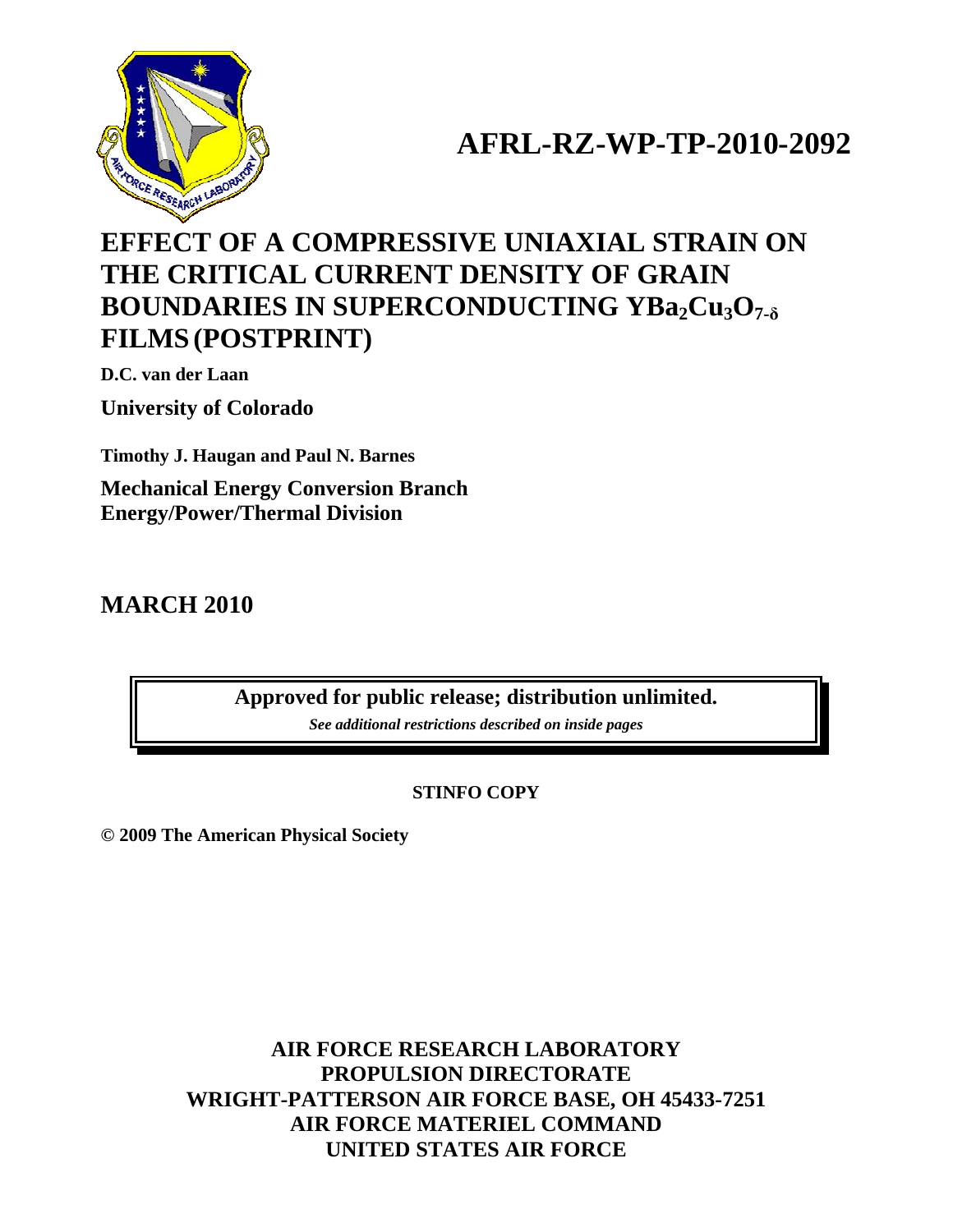# AFRL-RZ-WP-TP-2010-2092

# EFFECT OF A COMPRESSIVE UNIAXIAL STRAIN ON THE CRITICAL CURRENT DENSITY OF GRAIN BOUNDARIES IN SUPERCONDUCTING $YBa_2Cu_3O_{7-\delta}$ FILMS (POSTPRINT)

**D.C. van der Laan**

**University of Colorado**

**Timothy J. Haugan and Paul N. Barnes**

**Mechanical Energy Conversion Branch**
**Energy/Power/Thermal Division**

## MARCH 2010

**Approved for public release; distribution unlimited.**

***See additional restrictions described on inside pages***

**STINFO COPY**

**© 2009 The American Physical Society**

**AIR FORCE RESEARCH LABORATORY**
**PROPULSION DIRECTORATE**
**WRIGHT-PATTERSON AIR FORCE BASE, OH 45433-7251**
**AIR FORCE MATERIEL COMMAND**
**UNITED STATES AIR FORCE**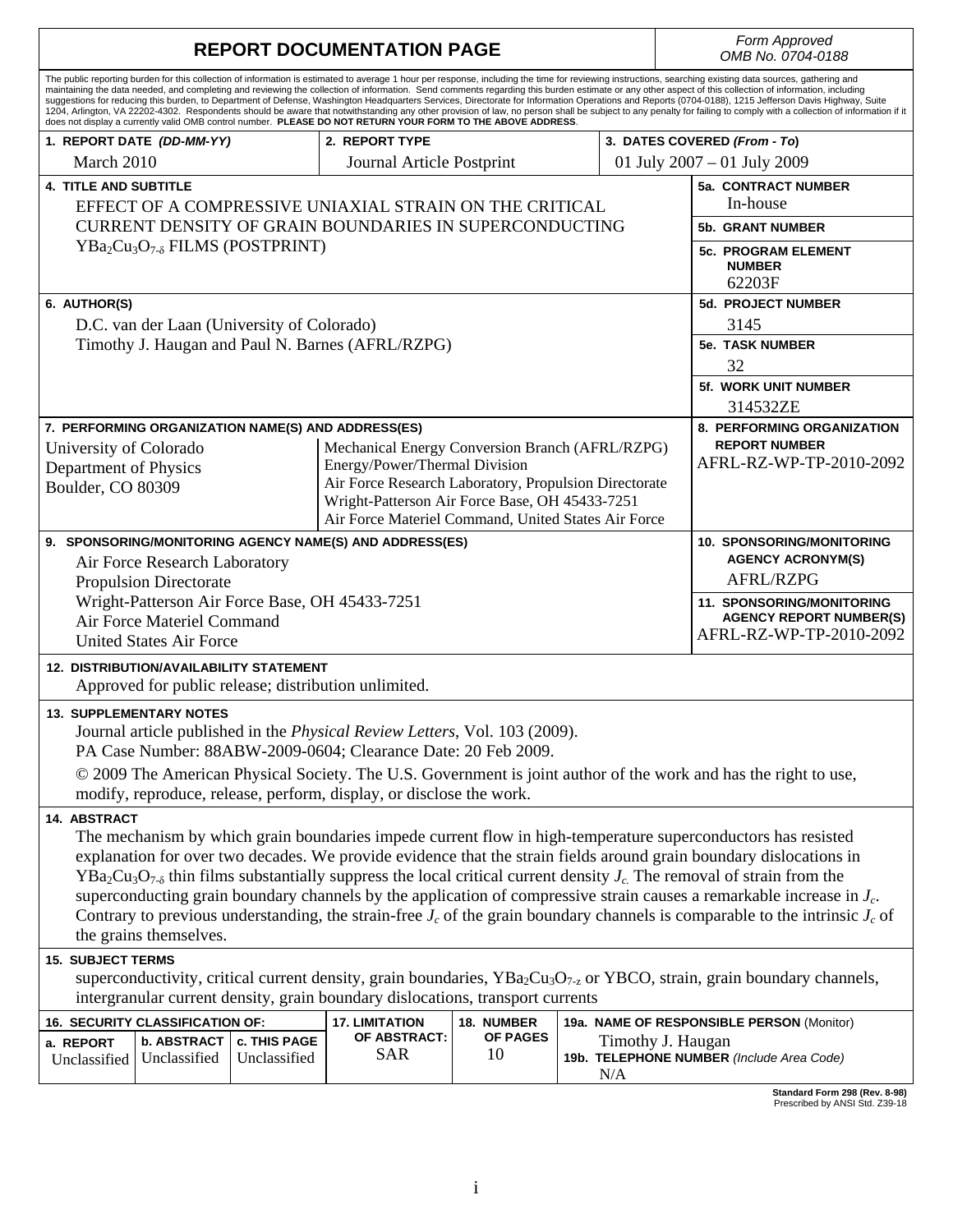# REPORT DOCUMENTATION PAGE

*Form Approved OMB No. 0704-0188*

The public reporting burden for this collection of information is estimated to average 1 hour per response, including the time for reviewing instructions, searching existing data sources, gathering and maintaining the data needed, and completing and reviewing the collection of information. Send comments regarding this burden estimate or any other aspect of this collection of information, including suggestions for reducing this burden, to Department of Defense, Washington Headquarters Services, Directorate for Information Operations and Reports (0704-0188), 1215 Jefferson Davis Highway, Suite 1204, Arlington, VA 22202-4302. Respondents should be aware that notwithstanding any other provision of law, no person shall be subject to any penalty for failing to comply with a collection of information if it does not display a currently valid OMB control number. **PLEASE DO NOT RETURN YOUR FORM TO THE ABOVE ADDRESS**.

| 1. REPORT DATE *(DD-MM-YY)* | 2. REPORT TYPE | 3. DATES COVERED *(From - To)* |
|---|---|---|
| March 2010 | Journal Article Postprint | 01 July 2007 – 01 July 2009 |

**4. TITLE AND SUBTITLE**
EFFECT OF A COMPRESSIVE UNIAXIAL STRAIN ON THE CRITICAL CURRENT DENSITY OF GRAIN BOUNDARIES IN SUPERCONDUCTING $YBa_2Cu_3O_{7-\delta}$ FILMS (POSTPRINT)

**5a. CONTRACT NUMBER**
In-house

**5b. GRANT NUMBER**

**5c. PROGRAM ELEMENT NUMBER**
62203F

**6. AUTHOR(S)**
D.C. van der Laan (University of Colorado)
Timothy J. Haugan and Paul N. Barnes (AFRL/RZPG)

**5d. PROJECT NUMBER**
3145

**5e. TASK NUMBER**
32

**5f. WORK UNIT NUMBER**
314532ZE

**7. PERFORMING ORGANIZATION NAME(S) AND ADDRESS(ES)**
University of Colorado
Department of Physics
Boulder, CO 80309

Mechanical Energy Conversion Branch (AFRL/RZPG)
Energy/Power/Thermal Division
Air Force Research Laboratory, Propulsion Directorate
Wright-Patterson Air Force Base, OH 45433-7251
Air Force Materiel Command, United States Air Force

**8. PERFORMING ORGANIZATION REPORT NUMBER**
AFRL-RZ-WP-TP-2010-2092

**9. SPONSORING/MONITORING AGENCY NAME(S) AND ADDRESS(ES)**
Air Force Research Laboratory
Propulsion Directorate
Wright-Patterson Air Force Base, OH 45433-7251
Air Force Materiel Command
United States Air Force

**10. SPONSORING/MONITORING AGENCY ACRONYM(S)**
AFRL/RZPG

**11. SPONSORING/MONITORING AGENCY REPORT NUMBER(S)**
AFRL-RZ-WP-TP-2010-2092

**12. DISTRIBUTION/AVAILABILITY STATEMENT**
Approved for public release; distribution unlimited.

**13. SUPPLEMENTARY NOTES**
Journal article published in the *Physical Review Letters*, Vol. 103 (2009).
PA Case Number: 88ABW-2009-0604; Clearance Date: 20 Feb 2009.
© 2009 The American Physical Society. The U.S. Government is joint author of the work and has the right to use, modify, reproduce, release, perform, display, or disclose the work.

**14. ABSTRACT**
The mechanism by which grain boundaries impede current flow in high-temperature superconductors has resisted explanation for over two decades. We provide evidence that the strain fields around grain boundary dislocations in $YBa_2Cu_3O_{7-\delta}$ thin films substantially suppress the local critical current density $J_c$. The removal of strain from the superconducting grain boundary channels by the application of compressive strain causes a remarkable increase in $J_c$. Contrary to previous understanding, the strain-free $J_c$ of the grain boundary channels is comparable to the intrinsic $J_c$ of the grains themselves.

**15. SUBJECT TERMS**
superconductivity, critical current density, grain boundaries, $YBa_2Cu_3O_{7-z}$ or YBCO, strain, grain boundary channels, intergranular current density, grain boundary dislocations, transport currents

| 16. SECURITY CLASSIFICATION OF: | | | 17. LIMITATION OF ABSTRACT: | 18. NUMBER OF PAGES | 19a. NAME OF RESPONSIBLE PERSON (Monitor) |
|---|---|---|---|---|---|
| a. REPORT | b. ABSTRACT | c. THIS PAGE | | | |
| Unclassified | Unclassified | Unclassified | SAR | 10 | Timothy J. Haugan |
| | | | | | **19b. TELEPHONE NUMBER** *(Include Area Code)* N/A |

**Standard Form 298 (Rev. 8-98)**
Prescribed by ANSI Std. Z39-18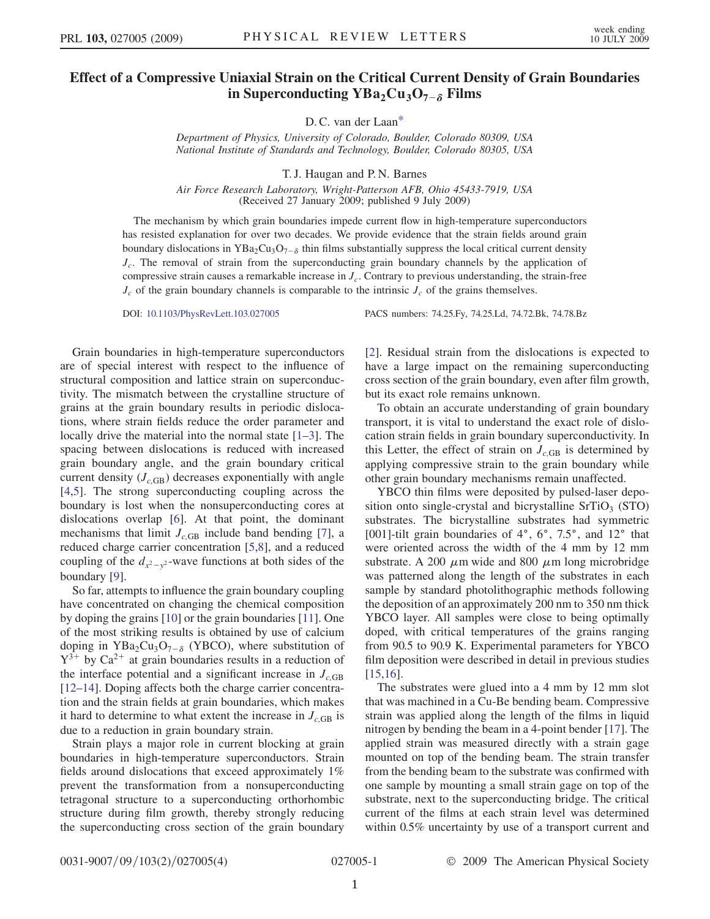# Effect of a Compressive Uniaxial Strain on the Critical Current Density of Grain Boundaries in Superconducting $YBa_2Cu_3O_{7-\delta}$ Films

D. C. van der Laan*

*Department of Physics, University of Colorado, Boulder, Colorado 80309, USA*
*National Institute of Standards and Technology, Boulder, Colorado 80305, USA*

T. J. Haugan and P. N. Barnes

*Air Force Research Laboratory, Wright-Patterson AFB, Ohio 45433-7919, USA*
(Received 27 January 2009; published 9 July 2009)

The mechanism by which grain boundaries impede current flow in high-temperature superconductors has resisted explanation for over two decades. We provide evidence that the strain fields around grain boundary dislocations in $YBa_2Cu_3O_{7-\delta}$ thin films substantially suppress the local critical current density $J_c$. The removal of strain from the superconducting grain boundary channels by the application of compressive strain causes a remarkable increase in $J_c$. Contrary to previous understanding, the strain-free $J_c$ of the grain boundary channels is comparable to the intrinsic $J_c$ of the grains themselves.

DOI: 10.1103/PhysRevLett.103.027005 PACS numbers: 74.25.Fy, 74.25.Ld, 74.72.Bk, 74.78.Bz

Grain boundaries in high-temperature superconductors are of special interest with respect to the influence of structural composition and lattice strain on superconductivity. The mismatch between the crystalline structure of grains at the grain boundary results in periodic dislocations, where strain fields reduce the order parameter and locally drive the material into the normal state [1–3]. The spacing between dislocations is reduced with increased grain boundary angle, and the grain boundary critical current density ($J_{c,\mathrm{GB}}$) decreases exponentially with angle [4,5]. The strong superconducting coupling across the boundary is lost when the nonsuperconducting cores at dislocations overlap [6]. At that point, the dominant mechanisms that limit $J_{c,\mathrm{GB}}$ include band bending [7], a reduced charge carrier concentration [5,8], and a reduced coupling of the $d_{x^2-y^2}$-wave functions at both sides of the boundary [9].

So far, attempts to influence the grain boundary coupling have concentrated on changing the chemical composition by doping the grains [10] or the grain boundaries [11]. One of the most striking results is obtained by use of calcium doping in $YBa_2Cu_3O_{7-\delta}$ (YBCO), where substitution of $Y^{3+}$ by $Ca^{2+}$ at grain boundaries results in a reduction of the interface potential and a significant increase in $J_{c,\mathrm{GB}}$ [12–14]. Doping affects both the charge carrier concentration and the strain fields at grain boundaries, which makes it hard to determine to what extent the increase in $J_{c,\mathrm{GB}}$ is due to a reduction in grain boundary strain.

Strain plays a major role in current blocking at grain boundaries in high-temperature superconductors. Strain fields around dislocations that exceed approximately 1% prevent the transformation from a nonsuperconducting tetragonal structure to a superconducting orthorhombic structure during film growth, thereby strongly reducing the superconducting cross section of the grain boundary [2]. Residual strain from the dislocations is expected to have a large impact on the remaining superconducting cross section of the grain boundary, even after film growth, but its exact role remains unknown.

To obtain an accurate understanding of grain boundary transport, it is vital to understand the exact role of dislocation strain fields in grain boundary superconductivity. In this Letter, the effect of strain on $J_{c,\mathrm{GB}}$ is determined by applying compressive strain to the grain boundary while other grain boundary mechanisms remain unaffected.

YBCO thin films were deposited by pulsed-laser deposition onto single-crystal and bicrystalline $SrTiO_3$ (STO) substrates. The bicrystalline substrates had symmetric [001]-tilt grain boundaries of 4°, 6°, 7.5°, and 12° that were oriented across the width of the 4 mm by 12 mm substrate. A 200 $\mu$m wide and 800 $\mu$m long microbridge was patterned along the length of the substrates in each sample by standard photolithographic methods following the deposition of an approximately 200 nm to 350 nm thick YBCO layer. All samples were close to being optimally doped, with critical temperatures of the grains ranging from 90.5 to 90.9 K. Experimental parameters for YBCO film deposition were described in detail in previous studies [15,16].

The substrates were glued into a 4 mm by 12 mm slot that was machined in a Cu-Be bending beam. Compressive strain was applied along the length of the films in liquid nitrogen by bending the beam in a 4-point bender [17]. The applied strain was measured directly with a strain gage mounted on top of the bending beam. The strain transfer from the bending beam to the substrate was confirmed with one sample by mounting a small strain gage on top of the substrate, next to the superconducting bridge. The critical current of the films at each strain level was determined within 0.5% uncertainty by use of a transport current and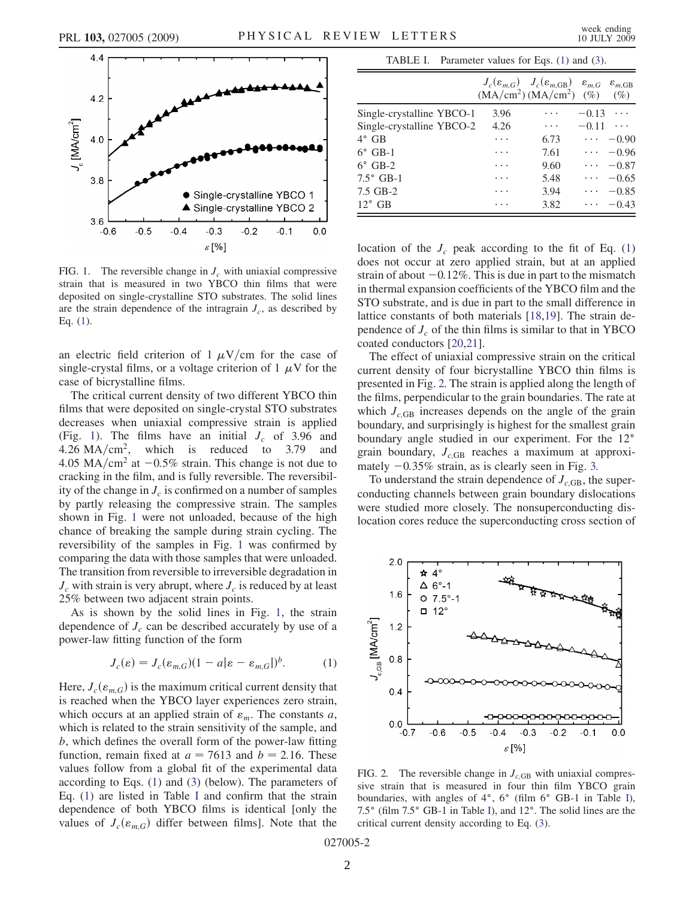FIG. 1. The reversible change in $J_c$ with uniaxial compressive strain that is measured in two YBCO thin films that were deposited on single-crystalline STO substrates. The solid lines are the strain dependence of the intragrain $J_c$, as described by Eq. (1).

an electric field criterion of 1 $\mu$V/cm for the case of single-crystal films, or a voltage criterion of 1 $\mu$V for the case of bicrystalline films.

The critical current density of two different YBCO thin films that were deposited on single-crystal STO substrates decreases when uniaxial compressive strain is applied (Fig. 1). The films have an initial $J_c$ of 3.96 and 4.26 MA/cm$^2$, which is reduced to 3.79 and 4.05 MA/cm$^2$ at $-0.5\%$ strain. This change is not due to cracking in the film, and is fully reversible. The reversibility of the change in $J_c$ is confirmed on a number of samples by partly releasing the compressive strain. The samples shown in Fig. 1 were not unloaded, because of the high chance of breaking the sample during strain cycling. The reversibility of the samples in Fig. 1 was confirmed by comparing the data with those samples that were unloaded. The transition from reversible to irreversible degradation in $J_c$ with strain is very abrupt, where $J_c$ is reduced by at least 25% between two adjacent strain points.

As is shown by the solid lines in Fig. 1, the strain dependence of $J_c$ can be described accurately by use of a power-law fitting function of the form

$$J_c(\varepsilon) = J_c(\varepsilon_{m,G})(1 - a|\varepsilon - \varepsilon_{m,G}|)^b. \quad (1)$$

Here, $J_c(\varepsilon_{m,G})$ is the maximum critical current density that is reached when the YBCO layer experiences zero strain, which occurs at an applied strain of $\varepsilon_m$. The constants $a$, which is related to the strain sensitivity of the sample, and $b$, which defines the overall form of the power-law fitting function, remain fixed at $a = 7613$ and $b = 2.16$. These values follow from a global fit of the experimental data according to Eqs. (1) and (3) (below). The parameters of Eq. (1) are listed in Table I and confirm that the strain dependence of both YBCO films is identical [only the values of $J_c(\varepsilon_{m,G})$ differ between films]. Note that the

TABLE I. Parameter values for Eqs. (1) and (3).

| | $J_c(\varepsilon_{m,G})$ (MA/cm$^2$) | $J_c(\varepsilon_{m,\mathrm{GB}})$ (MA/cm$^2$) | $\varepsilon_{m,G}$ (%) | $\varepsilon_{m,\mathrm{GB}}$ (%) |
|---|---|---|---|---|
| Single-crystalline YBCO-1 | 3.96 | ⋯ | $-0.13$ | ⋯ |
| Single-crystalline YBCO-2 | 4.26 | ⋯ | $-0.11$ | ⋯ |
| 4° GB | ⋯ | 6.73 | ⋯ | $-0.90$ |
| 6° GB-1 | ⋯ | 7.61 | ⋯ | $-0.96$ |
| 6° GB-2 | ⋯ | 9.60 | ⋯ | $-0.87$ |
| 7.5° GB-1 | ⋯ | 5.48 | ⋯ | $-0.65$ |
| 7.5 GB-2 | ⋯ | 3.94 | ⋯ | $-0.85$ |
| 12° GB | ⋯ | 3.82 | ⋯ | $-0.43$ |

location of the $J_c$ peak according to the fit of Eq. (1) does not occur at zero applied strain, but at an applied strain of about $-0.12\%$. This is due in part to the mismatch in thermal expansion coefficients of the YBCO film and the STO substrate, and is due in part to the small difference in lattice constants of both materials [18,19]. The strain dependence of $J_c$ of the thin films is similar to that in YBCO coated conductors [20,21].

The effect of uniaxial compressive strain on the critical current density of four bicrystalline YBCO thin films is presented in Fig. 2. The strain is applied along the length of the films, perpendicular to the grain boundaries. The rate at which $J_{c,\mathrm{GB}}$ increases depends on the angle of the grain boundary, and surprisingly is highest for the smallest grain boundary angle studied in our experiment. For the 12° grain boundary, $J_{c,\mathrm{GB}}$ reaches a maximum at approximately $-0.35\%$ strain, as is clearly seen in Fig. 3.

To understand the strain dependence of $J_{c,\mathrm{GB}}$, the superconducting channels between grain boundary dislocations were studied more closely. The nonsuperconducting dislocation cores reduce the superconducting cross section of

FIG. 2. The reversible change in $J_{c,\mathrm{GB}}$ with uniaxial compressive strain that is measured in four thin film YBCO grain boundaries, with angles of 4°, 6° (film 6° GB-1 in Table I), 7.5° (film 7.5° GB-1 in Table I), and 12°. The solid lines are the critical current density according to Eq. (3).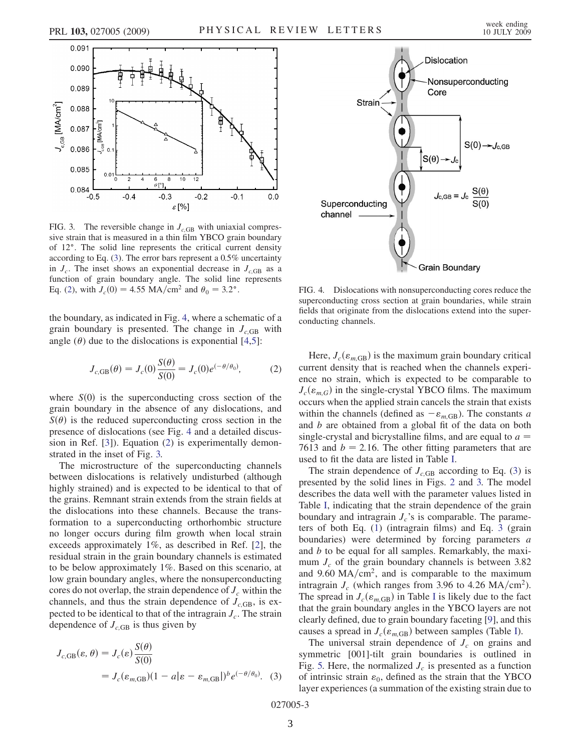FIG. 3. The reversible change in $J_{c,\mathrm{GB}}$ with uniaxial compressive strain that is measured in a thin film YBCO grain boundary of 12°. The solid line represents the critical current density according to Eq. (3). The error bars represent a 0.5% uncertainty in $J_c$. The inset shows an exponential decrease in $J_{c,\mathrm{GB}}$ as a function of grain boundary angle. The solid line represents Eq. (2), with $J_c(0) = 4.55\ \mathrm{MA/cm^2}$ and $\theta_0 = 3.2°$.

FIG. 4. Dislocations with nonsuperconducting cores reduce the superconducting cross section at grain boundaries, while strain fields that originate from the dislocations extend into the superconducting channels.

the boundary, as indicated in Fig. 4, where a schematic of a grain boundary is presented. The change in $J_{c,\mathrm{GB}}$ with angle ($\theta$) due to the dislocations is exponential [4,5]:

$$J_{c,\mathrm{GB}}(\theta) = J_c(0)\frac{S(\theta)}{S(0)} = J_c(0)e^{(-\theta/\theta_0)}, \tag{2}$$

where $S(0)$ is the superconducting cross section of the grain boundary in the absence of any dislocations, and $S(\theta)$ is the reduced superconducting cross section in the presence of dislocations (see Fig. 4 and a detailed discussion in Ref. [3]). Equation (2) is experimentally demonstrated in the inset of Fig. 3.

The microstructure of the superconducting channels between dislocations is relatively undisturbed (although highly strained) and is expected to be identical to that of the grains. Remnant strain extends from the strain fields at the dislocations into these channels. Because the transformation to a superconducting orthorhombic structure no longer occurs during film growth when local strain exceeds approximately 1%, as described in Ref. [2], the residual strain in the grain boundary channels is estimated to be below approximately 1%. Based on this scenario, at low grain boundary angles, where the nonsuperconducting cores do not overlap, the strain dependence of $J_c$ within the channels, and thus the strain dependence of $J_{c,\mathrm{GB}}$, is expected to be identical to that of the intragrain $J_c$. The strain dependence of $J_{c,\mathrm{GB}}$ is thus given by

$$\begin{aligned} J_{c,\mathrm{GB}}(\varepsilon,\theta) &= J_c(\varepsilon)\frac{S(\theta)}{S(0)} \\ &= J_c(\varepsilon_{m,\mathrm{GB}})(1 - a|\varepsilon - \varepsilon_{m,\mathrm{GB}}|)^b e^{(-\theta/\theta_0)}. \end{aligned} \tag{3}$$

Here, $J_c(\varepsilon_{m,\mathrm{GB}})$ is the maximum grain boundary critical current density that is reached when the channels experience no strain, which is expected to be comparable to $J_c(\varepsilon_{m,G})$ in the single-crystal YBCO films. The maximum occurs when the applied strain cancels the strain that exists within the channels (defined as $-\varepsilon_{m,\mathrm{GB}}$). The constants $a$ and $b$ are obtained from a global fit of the data on both single-crystal and bicrystalline films, and are equal to $a = 7613$ and $b = 2.16$. The other fitting parameters that are used to fit the data are listed in Table I.

The strain dependence of $J_{c,\mathrm{GB}}$ according to Eq. (3) is presented by the solid lines in Figs. 2 and 3. The model describes the data well with the parameter values listed in Table I, indicating that the strain dependence of the grain boundary and intragrain $J_c$'s is comparable. The parameters of both Eq. (1) (intragrain films) and Eq. 3 (grain boundaries) were determined by forcing parameters $a$ and $b$ to be equal for all samples. Remarkably, the maximum $J_c$ of the grain boundary channels is between 3.82 and 9.60 $\mathrm{MA/cm^2}$, and is comparable to the maximum intragrain $J_c$ (which ranges from 3.96 to 4.26 $\mathrm{MA/cm^2}$). The spread in $J_c(\varepsilon_{m,\mathrm{GB}})$ in Table I is likely due to the fact that the grain boundary angles in the YBCO layers are not clearly defined, due to grain boundary faceting [9], and this causes a spread in $J_c(\varepsilon_{m,\mathrm{GB}})$ between samples (Table I).

The universal strain dependence of $J_c$ on grains and symmetric [001]-tilt grain boundaries is outlined in Fig. 5. Here, the normalized $J_c$ is presented as a function of intrinsic strain $\varepsilon_0$, defined as the strain that the YBCO layer experiences (a summation of the existing strain due to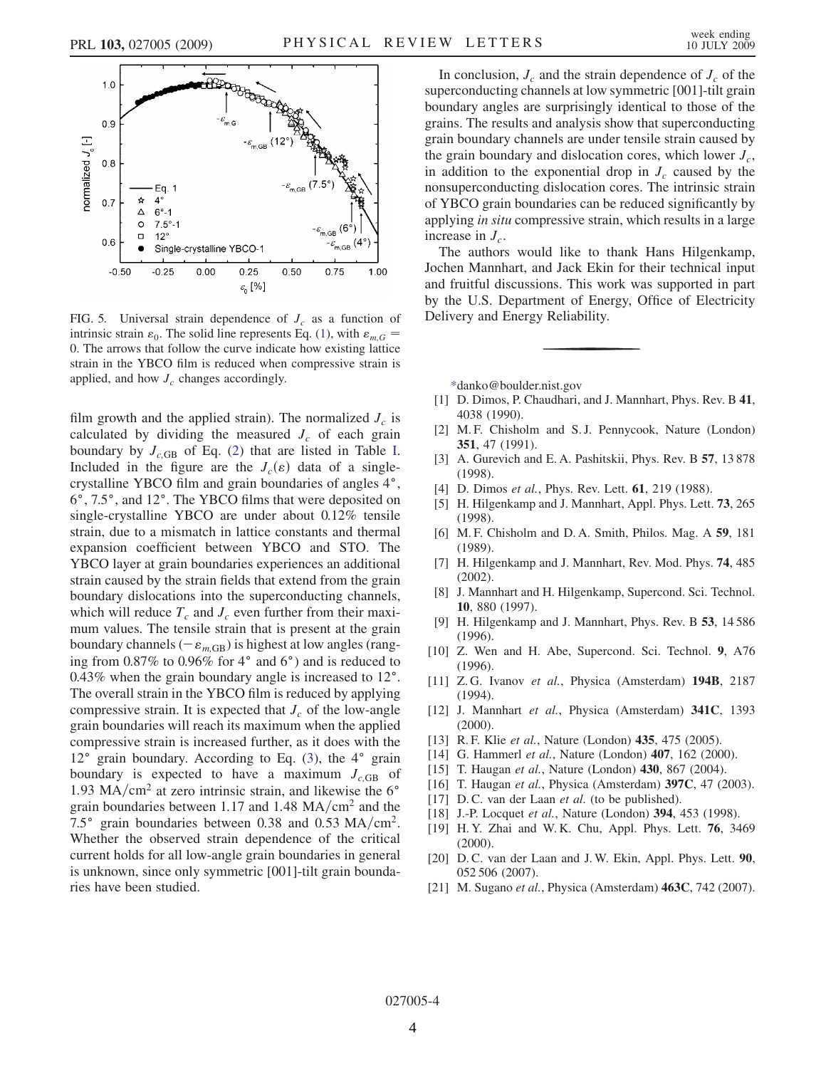normalized $J_c$ [-]

1.0

0.9

0.8

0.7

0.6

-0.50 -0.25 0.00 0.25 0.50 0.75 1.00

$\varepsilon_0$ [%]

$-\varepsilon_{m,G}$

$-\varepsilon_{m,GB}$ (12°)

$-\varepsilon_{m,GB}$ (7.5°)

$-\varepsilon_{m,GB}$ (6°)

$-\varepsilon_{m,GB}$ (4°)

Eq. 1

4°

6°-1

7.5°-1

12°

Single-crystalline YBCO-1

FIG. 5. Universal strain dependence of $J_c$ as a function of intrinsic strain $\varepsilon_0$. The solid line represents Eq. (1), with $\varepsilon_{m,G} = 0$. The arrows that follow the curve indicate how existing lattice strain in the YBCO film is reduced when compressive strain is applied, and how $J_c$ changes accordingly.

film growth and the applied strain). The normalized $J_c$ is calculated by dividing the measured $J_c$ of each grain boundary by $J_{c,\mathrm{GB}}$ of Eq. (2) that are listed in Table I. Included in the figure are the $J_c(\varepsilon)$ data of a single-crystalline YBCO film and grain boundaries of angles 4°, 6°, 7.5°, and 12°. The YBCO films that were deposited on single-crystalline YBCO are under about 0.12% tensile strain, due to a mismatch in lattice constants and thermal expansion coefficient between YBCO and STO. The YBCO layer at grain boundaries experiences an additional strain caused by the strain fields that extend from the grain boundary dislocations into the superconducting channels, which will reduce $T_c$ and $J_c$ even further from their maximum values. The tensile strain that is present at the grain boundary channels ($-\varepsilon_{m,\mathrm{GB}}$) is highest at low angles (ranging from 0.87% to 0.96% for 4° and 6°) and is reduced to 0.43% when the grain boundary angle is increased to 12°. The overall strain in the YBCO film is reduced by applying compressive strain. It is expected that $J_c$ of the low-angle grain boundaries will reach its maximum when the applied compressive strain is increased further, as it does with the 12° grain boundary. According to Eq. (3), the 4° grain boundary is expected to have a maximum $J_{c,\mathrm{GB}}$ of 1.93 MA/cm$^2$ at zero intrinsic strain, and likewise the 6° grain boundaries between 1.17 and 1.48 MA/cm$^2$ and the 7.5° grain boundaries between 0.38 and 0.53 MA/cm$^2$. Whether the observed strain dependence of the critical current holds for all low-angle grain boundaries in general is unknown, since only symmetric [001]-tilt grain boundaries have been studied.

In conclusion, $J_c$ and the strain dependence of $J_c$ of the superconducting channels at low symmetric [001]-tilt grain boundary angles are surprisingly identical to those of the grains. The results and analysis show that superconducting grain boundary channels are under tensile strain caused by the grain boundary and dislocation cores, which lower $J_c$, in addition to the exponential drop in $J_c$ caused by the nonsuperconducting dislocation cores. The intrinsic strain of YBCO grain boundaries can be reduced significantly by applying *in situ* compressive strain, which results in a large increase in $J_c$.

The authors would like to thank Hans Hilgenkamp, Jochen Mannhart, and Jack Ekin for their technical input and fruitful discussions. This work was supported in part by the U.S. Department of Energy, Office of Electricity Delivery and Energy Reliability.

*danko@boulder.nist.gov

[1] D. Dimos, P. Chaudhari, and J. Mannhart, Phys. Rev. B **41**, 4038 (1990).
[2] M. F. Chisholm and S. J. Pennycook, Nature (London) **351**, 47 (1991).
[3] A. Gurevich and E. A. Pashitskii, Phys. Rev. B **57**, 13 878 (1998).
[4] D. Dimos *et al.*, Phys. Rev. Lett. **61**, 219 (1988).
[5] H. Hilgenkamp and J. Mannhart, Appl. Phys. Lett. **73**, 265 (1998).
[6] M. F. Chisholm and D. A. Smith, Philos. Mag. A **59**, 181 (1989).
[7] H. Hilgenkamp and J. Mannhart, Rev. Mod. Phys. **74**, 485 (2002).
[8] J. Mannhart and H. Hilgenkamp, Supercond. Sci. Technol. **10**, 880 (1997).
[9] H. Hilgenkamp and J. Mannhart, Phys. Rev. B **53**, 14 586 (1996).
[10] Z. Wen and H. Abe, Supercond. Sci. Technol. **9**, A76 (1996).
[11] Z. G. Ivanov *et al.*, Physica (Amsterdam) **194B**, 2187 (1994).
[12] J. Mannhart *et al.*, Physica (Amsterdam) **341C**, 1393 (2000).
[13] R. F. Klie *et al.*, Nature (London) **435**, 475 (2005).
[14] G. Hammerl *et al.*, Nature (London) **407**, 162 (2000).
[15] T. Haugan *et al.*, Nature (London) **430**, 867 (2004).
[16] T. Haugan *et al.*, Physica (Amsterdam) **397C**, 47 (2003).
[17] D. C. van der Laan *et al.* (to be published).
[18] J.-P. Locquet *et al.*, Nature (London) **394**, 453 (1998).
[19] H. Y. Zhai and W. K. Chu, Appl. Phys. Lett. **76**, 3469 (2000).
[20] D. C. van der Laan and J. W. Ekin, Appl. Phys. Lett. **90**, 052 506 (2007).
[21] M. Sugano *et al.*, Physica (Amsterdam) **463C**, 742 (2007).